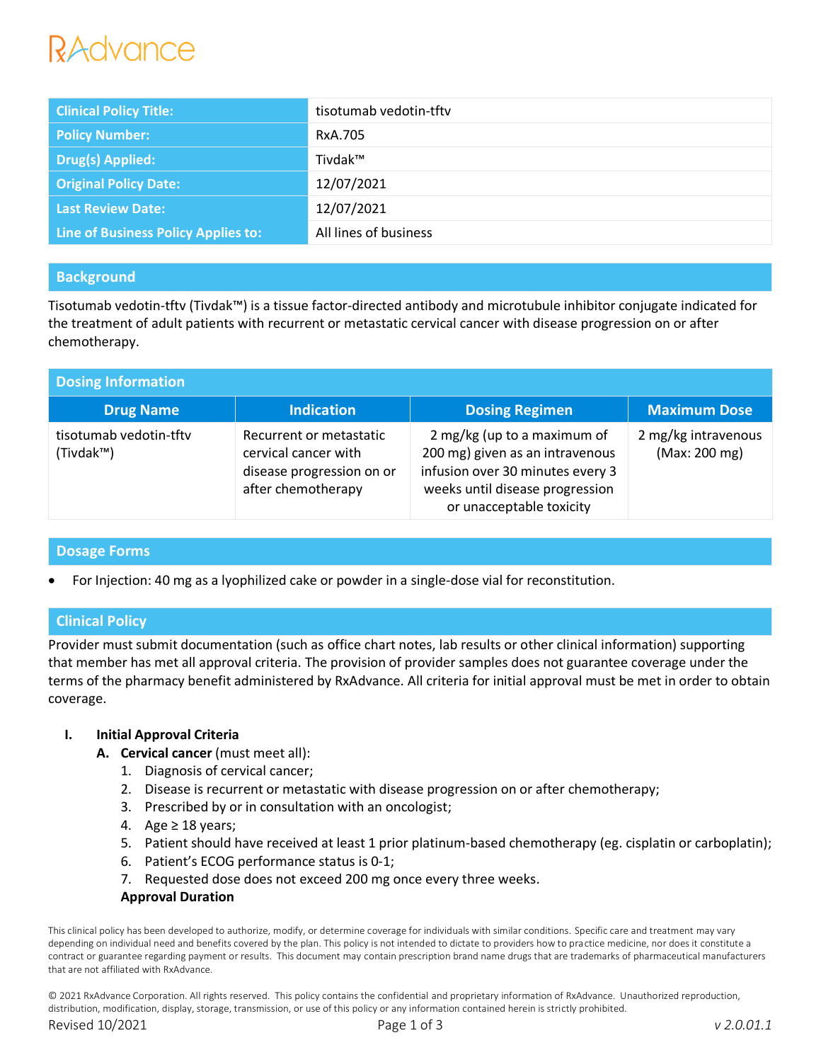RxAdvance

| Clinical Policy Title: | tisotumab vedotin-tftv |
| --- | --- |
| Policy Number: | RxA.705 |
| Drug(s) Applied: | Tivdak™ |
| Original Policy Date: | 12/07/2021 |
| Last Review Date: | 12/07/2021 |
| Line of Business Policy Applies to: | All lines of business |

## Background

Tisotumab vedotin-tftv (Tivdak™) is a tissue factor-directed antibody and microtubule inhibitor conjugate indicated for the treatment of adult patients with recurrent or metastatic cervical cancer with disease progression on or after chemotherapy.

## Dosing Information

| Drug Name | Indication | Dosing Regimen | Maximum Dose |
| --- | --- | --- | --- |
| tisotumab vedotin-tftv (Tivdak™) | Recurrent or metastatic cervical cancer with disease progression on or after chemotherapy | 2 mg/kg (up to a maximum of 200 mg) given as an intravenous infusion over 30 minutes every 3 weeks until disease progression or unacceptable toxicity | 2 mg/kg intravenous (Max: 200 mg) |

## Dosage Forms

- For Injection: 40 mg as a lyophilized cake or powder in a single-dose vial for reconstitution.

## Clinical Policy

Provider must submit documentation (such as office chart notes, lab results or other clinical information) supporting that member has met all approval criteria. The provision of provider samples does not guarantee coverage under the terms of the pharmacy benefit administered by RxAdvance. All criteria for initial approval must be met in order to obtain coverage.

I. **Initial Approval Criteria**
   A. **Cervical cancer** (must meet all):
      1. Diagnosis of cervical cancer;
      2. Disease is recurrent or metastatic with disease progression on or after chemotherapy;
      3. Prescribed by or in consultation with an oncologist;
      4. Age ≥ 18 years;
      5. Patient should have received at least 1 prior platinum-based chemotherapy (eg. cisplatin or carboplatin);
      6. Patient's ECOG performance status is 0-1;
      7. Requested dose does not exceed 200 mg once every three weeks.

      **Approval Duration**

This clinical policy has been developed to authorize, modify, or determine coverage for individuals with similar conditions. Specific care and treatment may vary depending on individual need and benefits covered by the plan. This policy is not intended to dictate to providers how to practice medicine, nor does it constitute a contract or guarantee regarding payment or results. This document may contain prescription brand name drugs that are trademarks of pharmaceutical manufacturers that are not affiliated with RxAdvance.

© 2021 RxAdvance Corporation. All rights reserved. This policy contains the confidential and proprietary information of RxAdvance. Unauthorized reproduction, distribution, modification, display, storage, transmission, or use of this policy or any information contained herein is strictly prohibited.

Revised 10/2021 *v 2.0.01.1*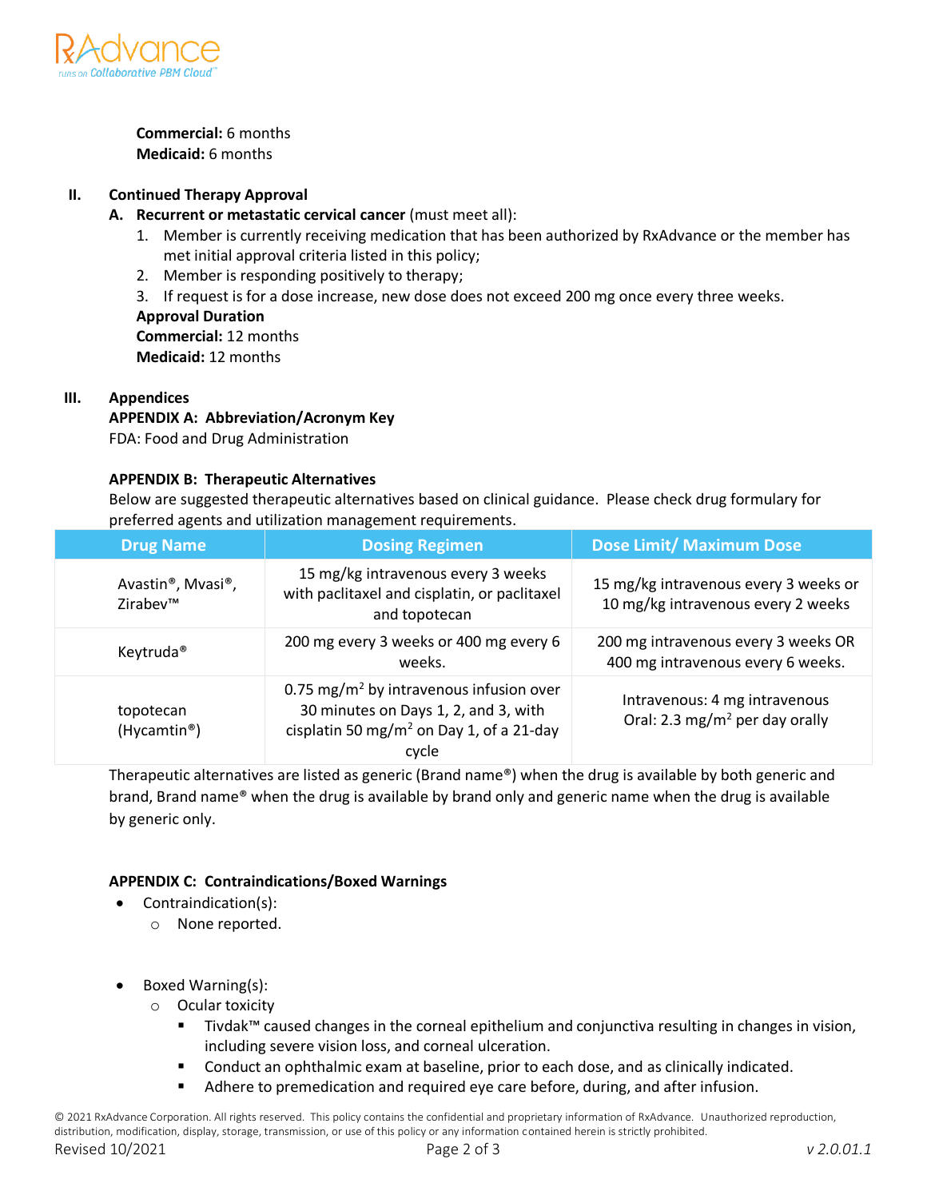**Commercial:** 6 months
**Medicaid:** 6 months

## II. Continued Therapy Approval

**A. Recurrent or metastatic cervical cancer** (must meet all):

1. Member is currently receiving medication that has been authorized by RxAdvance or the member has met initial approval criteria listed in this policy;
2. Member is responding positively to therapy;
3. If request is for a dose increase, new dose does not exceed 200 mg once every three weeks.

**Approval Duration**
**Commercial:** 12 months
**Medicaid:** 12 months

## III. Appendices

**APPENDIX A: Abbreviation/Acronym Key**

FDA: Food and Drug Administration

**APPENDIX B: Therapeutic Alternatives**

Below are suggested therapeutic alternatives based on clinical guidance. Please check drug formulary for preferred agents and utilization management requirements.

| Drug Name | Dosing Regimen | Dose Limit/ Maximum Dose |
|---|---|---|
| Avastin®, Mvasi®, Zirabev™ | 15 mg/kg intravenous every 3 weeks with paclitaxel and cisplatin, or paclitaxel and topotecan | 15 mg/kg intravenous every 3 weeks or 10 mg/kg intravenous every 2 weeks |
| Keytruda® | 200 mg every 3 weeks or 400 mg every 6 weeks. | 200 mg intravenous every 3 weeks OR 400 mg intravenous every 6 weeks. |
| topotecan (Hycamtin®) | 0.75 mg/$m^2$ by intravenous infusion over 30 minutes on Days 1, 2, and 3, with cisplatin 50 mg/$m^2$ on Day 1, of a 21-day cycle | Intravenous: 4 mg intravenous<br>Oral: 2.3 mg/$m^2$ per day orally |

Therapeutic alternatives are listed as generic (Brand name®) when the drug is available by both generic and brand, Brand name® when the drug is available by brand only and generic name when the drug is available by generic only.

**APPENDIX C: Contraindications/Boxed Warnings**

- Contraindication(s):
  - None reported.
- Boxed Warning(s):
  - Ocular toxicity
    - Tivdak™ caused changes in the corneal epithelium and conjunctiva resulting in changes in vision, including severe vision loss, and corneal ulceration.
    - Conduct an ophthalmic exam at baseline, prior to each dose, and as clinically indicated.
    - Adhere to premedication and required eye care before, during, and after infusion.

© 2021 RxAdvance Corporation. All rights reserved. This policy contains the confidential and proprietary information of RxAdvance. Unauthorized reproduction, distribution, modification, display, storage, transmission, or use of this policy or any information contained herein is strictly prohibited.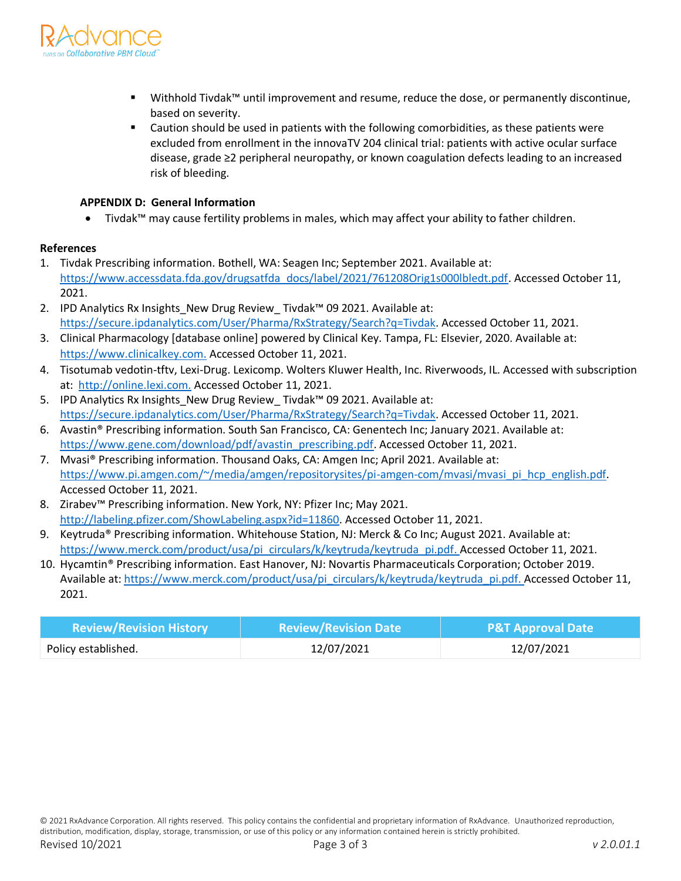- Withhold Tivdak™ until improvement and resume, reduce the dose, or permanently discontinue, based on severity.
- Caution should be used in patients with the following comorbidities, as these patients were excluded from enrollment in the innovaTV 204 clinical trial: patients with active ocular surface disease, grade ≥2 peripheral neuropathy, or known coagulation defects leading to an increased risk of bleeding.

**APPENDIX D: General Information**

- Tivdak™ may cause fertility problems in males, which may affect your ability to father children.

**References**

1. Tivdak Prescribing information. Bothell, WA: Seagen Inc; September 2021. Available at: https://www.accessdata.fda.gov/drugsatfda_docs/label/2021/761208Orig1s000lbledt.pdf. Accessed October 11, 2021.
2. IPD Analytics Rx Insights_New Drug Review_ Tivdak™ 09 2021. Available at: https://secure.ipdanalytics.com/User/Pharma/RxStrategy/Search?q=Tivdak. Accessed October 11, 2021.
3. Clinical Pharmacology [database online] powered by Clinical Key. Tampa, FL: Elsevier, 2020. Available at: https://www.clinicalkey.com. Accessed October 11, 2021.
4. Tisotumab vedotin-tftv, Lexi-Drug. Lexicomp. Wolters Kluwer Health, Inc. Riverwoods, IL. Accessed with subscription at: http://online.lexi.com. Accessed October 11, 2021.
5. IPD Analytics Rx Insights_New Drug Review_ Tivdak™ 09 2021. Available at: https://secure.ipdanalytics.com/User/Pharma/RxStrategy/Search?q=Tivdak. Accessed October 11, 2021.
6. Avastin® Prescribing information. South San Francisco, CA: Genentech Inc; January 2021. Available at: https://www.gene.com/download/pdf/avastin_prescribing.pdf. Accessed October 11, 2021.
7. Mvasi® Prescribing information. Thousand Oaks, CA: Amgen Inc; April 2021. Available at: https://www.pi.amgen.com/~/media/amgen/repositorysites/pi-amgen-com/mvasi/mvasi_pi_hcp_english.pdf. Accessed October 11, 2021.
8. Zirabev™ Prescribing information. New York, NY: Pfizer Inc; May 2021. http://labeling.pfizer.com/ShowLabeling.aspx?id=11860. Accessed October 11, 2021.
9. Keytruda® Prescribing information. Whitehouse Station, NJ: Merck & Co Inc; August 2021. Available at: https://www.merck.com/product/usa/pi_circulars/k/keytruda/keytruda_pi.pdf. Accessed October 11, 2021.
10. Hycamtin® Prescribing information. East Hanover, NJ: Novartis Pharmaceuticals Corporation; October 2019. Available at: https://www.merck.com/product/usa/pi_circulars/k/keytruda/keytruda_pi.pdf. Accessed October 11, 2021.

| Review/Revision History | Review/Revision Date | P&T Approval Date |
|---|---|---|
| Policy established. | 12/07/2021 | 12/07/2021 |